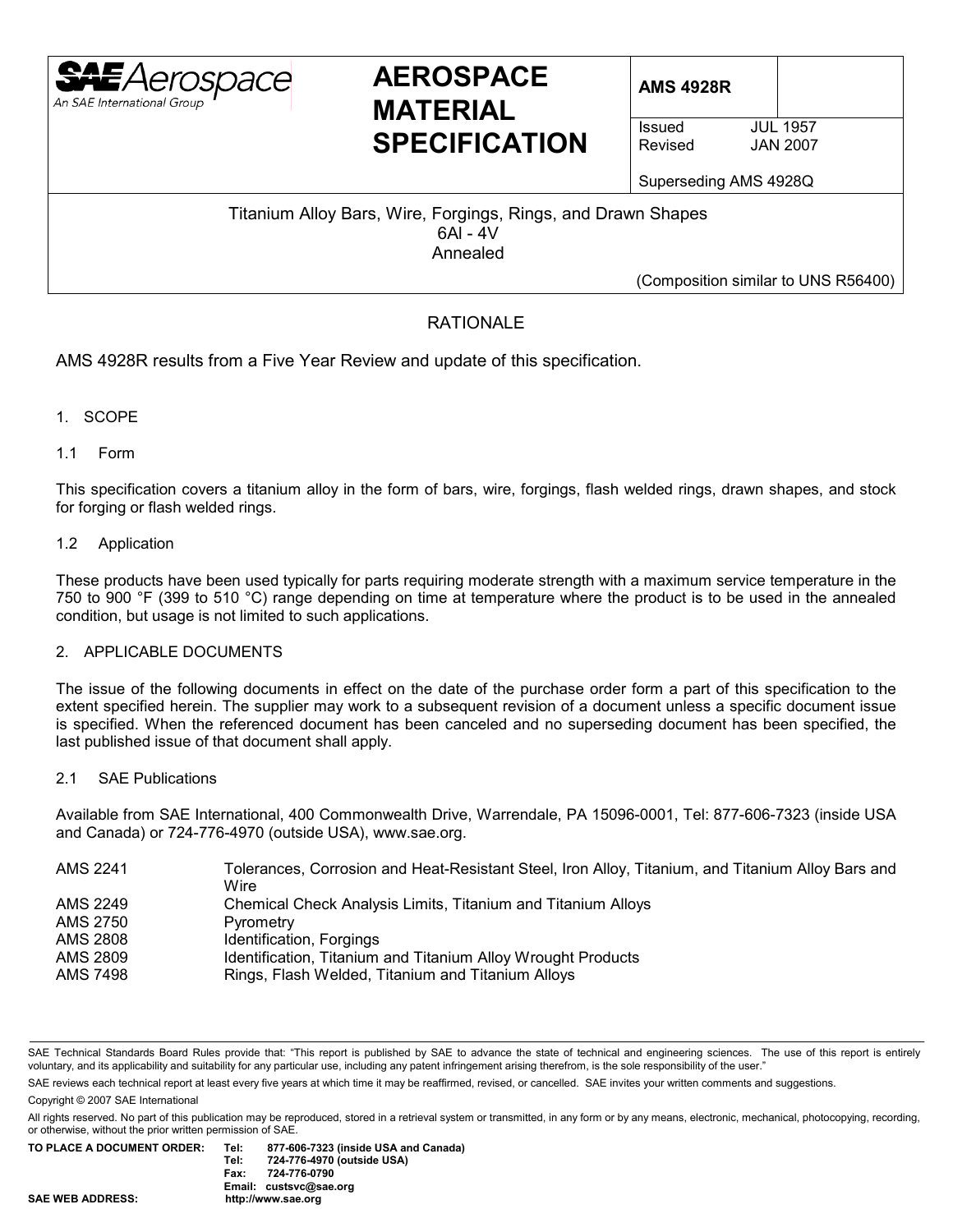SAE Aerospace
An SAE International Group

# AEROSPACE MATERIAL SPECIFICATION

| AMS 4928R | |
|---|---|
| Issued JUL 1957<br>Revised JAN 2007<br><br>Superseding AMS 4928Q | |

Titanium Alloy Bars, Wire, Forgings, Rings, and Drawn Shapes
6Al - 4V
Annealed

(Composition similar to UNS R56400)

## RATIONALE

AMS 4928R results from a Five Year Review and update of this specification.

## 1. SCOPE

### 1.1 Form

This specification covers a titanium alloy in the form of bars, wire, forgings, flash welded rings, drawn shapes, and stock for forging or flash welded rings.

### 1.2 Application

These products have been used typically for parts requiring moderate strength with a maximum service temperature in the 750 to 900 °F (399 to 510 °C) range depending on time at temperature where the product is to be used in the annealed condition, but usage is not limited to such applications.

## 2. APPLICABLE DOCUMENTS

The issue of the following documents in effect on the date of the purchase order form a part of this specification to the extent specified herein. The supplier may work to a subsequent revision of a document unless a specific document issue is specified. When the referenced document has been canceled and no superseding document has been specified, the last published issue of that document shall apply.

### 2.1 SAE Publications

Available from SAE International, 400 Commonwealth Drive, Warrendale, PA 15096-0001, Tel: 877-606-7323 (inside USA and Canada) or 724-776-4970 (outside USA), www.sae.org.

| | |
|---|---|
| AMS 2241 | Tolerances, Corrosion and Heat-Resistant Steel, Iron Alloy, Titanium, and Titanium Alloy Bars and Wire |
| AMS 2249 | Chemical Check Analysis Limits, Titanium and Titanium Alloys |
| AMS 2750 | Pyrometry |
| AMS 2808 | Identification, Forgings |
| AMS 2809 | Identification, Titanium and Titanium Alloy Wrought Products |
| AMS 7498 | Rings, Flash Welded, Titanium and Titanium Alloys |

SAE Technical Standards Board Rules provide that: "This report is published by SAE to advance the state of technical and engineering sciences. The use of this report is entirely voluntary, and its applicability and suitability for any particular use, including any patent infringement arising therefrom, is the sole responsibility of the user."

SAE reviews each technical report at least every five years at which time it may be reaffirmed, revised, or cancelled. SAE invites your written comments and suggestions.

Copyright © 2007 SAE International

All rights reserved. No part of this publication may be reproduced, stored in a retrieval system or transmitted, in any form or by any means, electronic, mechanical, photocopying, recording, or otherwise, without the prior written permission of SAE.

**TO PLACE A DOCUMENT ORDER:** **Tel: 877-606-7323 (inside USA and Canada)**
**Tel: 724-776-4970 (outside USA)**
**Fax: 724-776-0790**
**Email: custsvc@sae.org**

**SAE WEB ADDRESS:** **http://www.sae.org**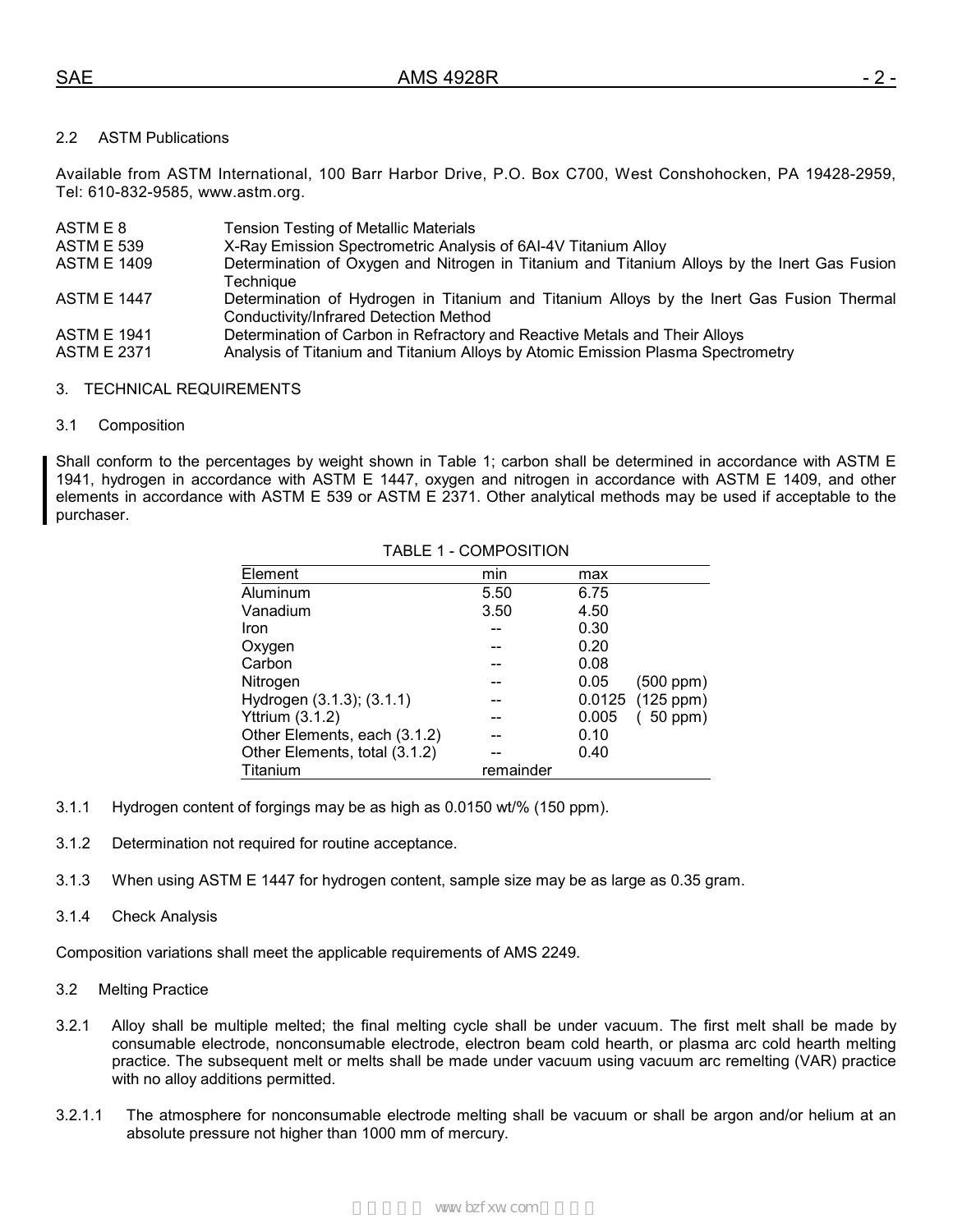## 2.2 ASTM Publications

Available from ASTM International, 100 Barr Harbor Drive, P.O. Box C700, West Conshohocken, PA 19428-2959, Tel: 610-832-9585, www.astm.org.

| | |
|---|---|
| ASTM E 8 | Tension Testing of Metallic Materials |
| ASTM E 539 | X-Ray Emission Spectrometric Analysis of 6Al-4V Titanium Alloy |
| ASTM E 1409 | Determination of Oxygen and Nitrogen in Titanium and Titanium Alloys by the Inert Gas Fusion Technique |
| ASTM E 1447 | Determination of Hydrogen in Titanium and Titanium Alloys by the Inert Gas Fusion Thermal Conductivity/Infrared Detection Method |
| ASTM E 1941 | Determination of Carbon in Refractory and Reactive Metals and Their Alloys |
| ASTM E 2371 | Analysis of Titanium and Titanium Alloys by Atomic Emission Plasma Spectrometry |

# 3. TECHNICAL REQUIREMENTS

## 3.1 Composition

Shall conform to the percentages by weight shown in Table 1; carbon shall be determined in accordance with ASTM E 1941, hydrogen in accordance with ASTM E 1447, oxygen and nitrogen in accordance with ASTM E 1409, and other elements in accordance with ASTM E 539 or ASTM E 2371. Other analytical methods may be used if acceptable to the purchaser.

TABLE 1 - COMPOSITION

| Element | min | max |
|---|---|---|
| Aluminum | 5.50 | 6.75 |
| Vanadium | 3.50 | 4.50 |
| Iron | -- | 0.30 |
| Oxygen | -- | 0.20 |
| Carbon | -- | 0.08 |
| Nitrogen | -- | 0.05 (500 ppm) |
| Hydrogen (3.1.3); (3.1.1) | -- | 0.0125 (125 ppm) |
| Yttrium (3.1.2) | -- | 0.005 ( 50 ppm) |
| Other Elements, each (3.1.2) | -- | 0.10 |
| Other Elements, total (3.1.2) | -- | 0.40 |
| Titanium | remainder | |

3.1.1 Hydrogen content of forgings may be as high as 0.0150 wt/% (150 ppm).

3.1.2 Determination not required for routine acceptance.

3.1.3 When using ASTM E 1447 for hydrogen content, sample size may be as large as 0.35 gram.

3.1.4 Check Analysis

Composition variations shall meet the applicable requirements of AMS 2249.

## 3.2 Melting Practice

3.2.1 Alloy shall be multiple melted; the final melting cycle shall be under vacuum. The first melt shall be made by consumable electrode, nonconsumable electrode, electron beam cold hearth, or plasma arc cold hearth melting practice. The subsequent melt or melts shall be made under vacuum using vacuum arc remelting (VAR) practice with no alloy additions permitted.

3.2.1.1 The atmosphere for nonconsumable electrode melting shall be vacuum or shall be argon and/or helium at an absolute pressure not higher than 1000 mm of mercury.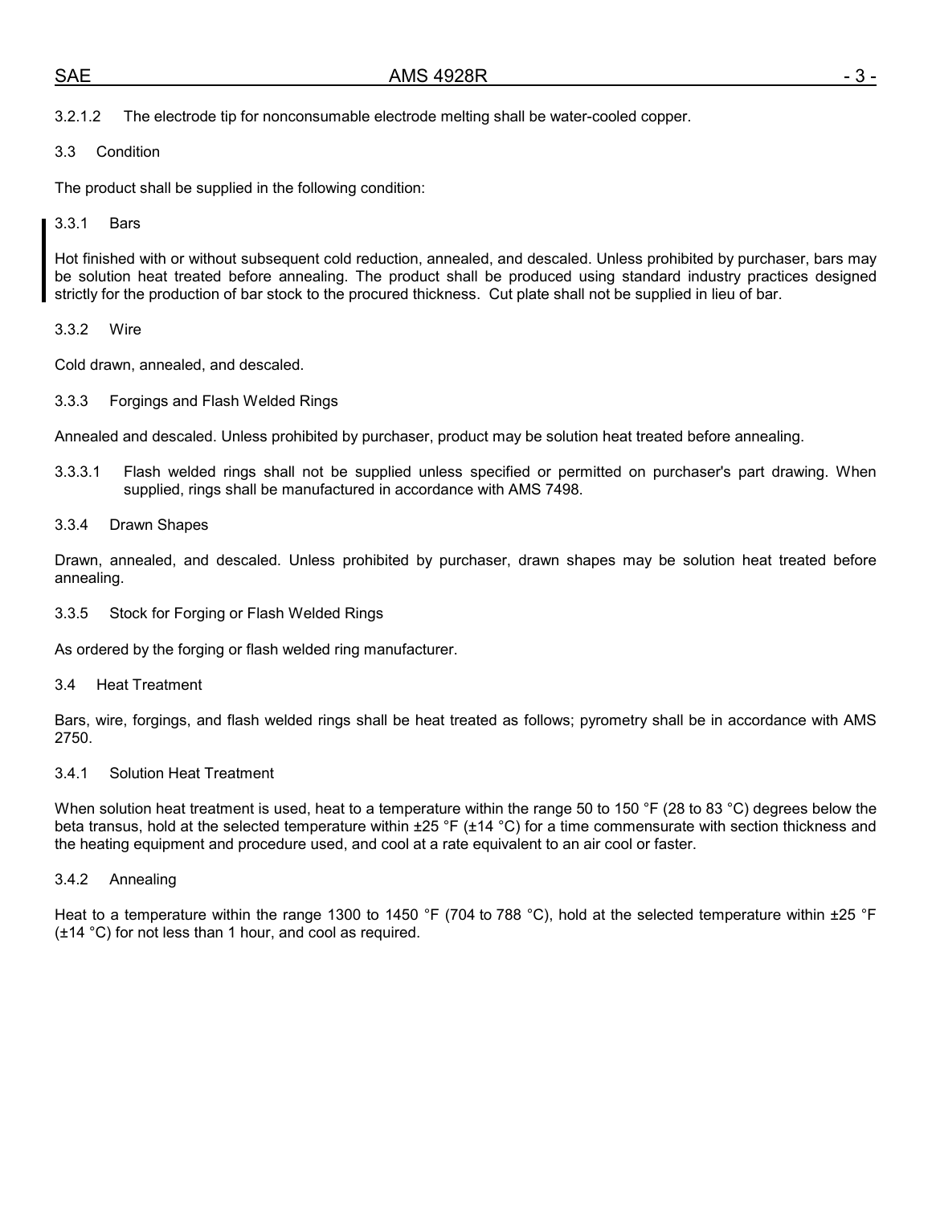3.2.1.2 The electrode tip for nonconsumable electrode melting shall be water-cooled copper.

### 3.3 Condition

The product shall be supplied in the following condition:

#### 3.3.1 Bars

Hot finished with or without subsequent cold reduction, annealed, and descaled. Unless prohibited by purchaser, bars may be solution heat treated before annealing. The product shall be produced using standard industry practices designed strictly for the production of bar stock to the procured thickness. Cut plate shall not be supplied in lieu of bar.

#### 3.3.2 Wire

Cold drawn, annealed, and descaled.

#### 3.3.3 Forgings and Flash Welded Rings

Annealed and descaled. Unless prohibited by purchaser, product may be solution heat treated before annealing.

3.3.3.1 Flash welded rings shall not be supplied unless specified or permitted on purchaser's part drawing. When supplied, rings shall be manufactured in accordance with AMS 7498.

#### 3.3.4 Drawn Shapes

Drawn, annealed, and descaled. Unless prohibited by purchaser, drawn shapes may be solution heat treated before annealing.

#### 3.3.5 Stock for Forging or Flash Welded Rings

As ordered by the forging or flash welded ring manufacturer.

### 3.4 Heat Treatment

Bars, wire, forgings, and flash welded rings shall be heat treated as follows; pyrometry shall be in accordance with AMS 2750.

#### 3.4.1 Solution Heat Treatment

When solution heat treatment is used, heat to a temperature within the range 50 to 150 °F (28 to 83 °C) degrees below the beta transus, hold at the selected temperature within ±25 °F (±14 °C) for a time commensurate with section thickness and the heating equipment and procedure used, and cool at a rate equivalent to an air cool or faster.

#### 3.4.2 Annealing

Heat to a temperature within the range 1300 to 1450 °F (704 to 788 °C), hold at the selected temperature within ±25 °F (±14 °C) for not less than 1 hour, and cool as required.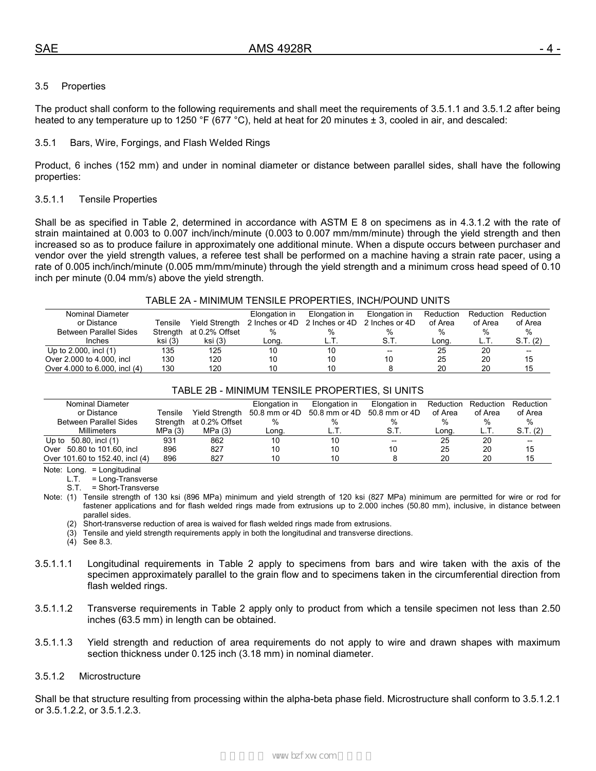3.5 Properties

The product shall conform to the following requirements and shall meet the requirements of 3.5.1.1 and 3.5.1.2 after being heated to any temperature up to 1250 °F (677 °C), held at heat for 20 minutes ± 3, cooled in air, and descaled:

3.5.1 Bars, Wire, Forgings, and Flash Welded Rings

Product, 6 inches (152 mm) and under in nominal diameter or distance between parallel sides, shall have the following properties:

3.5.1.1 Tensile Properties

Shall be as specified in Table 2, determined in accordance with ASTM E 8 on specimens as in 4.3.1.2 with the rate of strain maintained at 0.003 to 0.007 inch/inch/minute (0.003 to 0.007 mm/mm/minute) through the yield strength and then increased so as to produce failure in approximately one additional minute. When a dispute occurs between purchaser and vendor over the yield strength values, a referee test shall be performed on a machine having a strain rate pacer, using a rate of 0.005 inch/inch/minute (0.005 mm/mm/minute) through the yield strength and a minimum cross head speed of 0.10 inch per minute (0.04 mm/s) above the yield strength.

TABLE 2A - MINIMUM TENSILE PROPERTIES, INCH/POUND UNITS

| Nominal Diameter or Distance Between Parallel Sides Inches | Tensile Strength ksi (3) | Yield Strength at 0.2% Offset ksi (3) | Elongation in 2 Inches or 4D % Long. | Elongation in 2 Inches or 4D % L.T. | Elongation in 2 Inches or 4D % S.T. | Reduction of Area % Long. | Reduction of Area % L.T. | Reduction of Area % S.T. (2) |
|---|---|---|---|---|---|---|---|---|
| Up to 2.000, incl (1) | 135 | 125 | 10 | 10 | -- | 25 | 20 | -- |
| Over 2.000 to 4.000, incl | 130 | 120 | 10 | 10 | 10 | 25 | 20 | 15 |
| Over 4.000 to 6.000, incl (4) | 130 | 120 | 10 | 10 | 8 | 20 | 20 | 15 |

TABLE 2B - MINIMUM TENSILE PROPERTIES, SI UNITS

| Nominal Diameter or Distance Between Parallel Sides Millimeters | Tensile Strength MPa (3) | Yield Strength at 0.2% Offset MPa (3) | Elongation in 50.8 mm or 4D % Long. | Elongation in 50.8 mm or 4D % L.T. | Elongation in 50.8 mm or 4D % S.T. | Reduction of Area % Long. | Reduction of Area % L.T. | Reduction of Area % S.T. (2) |
|---|---|---|---|---|---|---|---|---|
| Up to 50.80, incl (1) | 931 | 862 | 10 | 10 | -- | 25 | 20 | -- |
| Over 50.80 to 101.60, incl | 896 | 827 | 10 | 10 | 10 | 25 | 20 | 15 |
| Over 101.60 to 152.40, incl (4) | 896 | 827 | 10 | 10 | 8 | 20 | 20 | 15 |

Note: Long. = Longitudinal
L.T. = Long-Transverse
S.T. = Short-Transverse

Note: (1) Tensile strength of 130 ksi (896 MPa) minimum and yield strength of 120 ksi (827 MPa) minimum are permitted for wire or rod for fastener applications and for flash welded rings made from extrusions up to 2.000 inches (50.80 mm), inclusive, in distance between parallel sides.
(2) Short-transverse reduction of area is waived for flash welded rings made from extrusions.
(3) Tensile and yield strength requirements apply in both the longitudinal and transverse directions.
(4) See 8.3.

3.5.1.1.1 Longitudinal requirements in Table 2 apply to specimens from bars and wire taken with the axis of the specimen approximately parallel to the grain flow and to specimens taken in the circumferential direction from flash welded rings.

3.5.1.1.2 Transverse requirements in Table 2 apply only to product from which a tensile specimen not less than 2.50 inches (63.5 mm) in length can be obtained.

3.5.1.1.3 Yield strength and reduction of area requirements do not apply to wire and drawn shapes with maximum section thickness under 0.125 inch (3.18 mm) in nominal diameter.

3.5.1.2 Microstructure

Shall be that structure resulting from processing within the alpha-beta phase field. Microstructure shall conform to 3.5.1.2.1 or 3.5.1.2.2, or 3.5.1.2.3.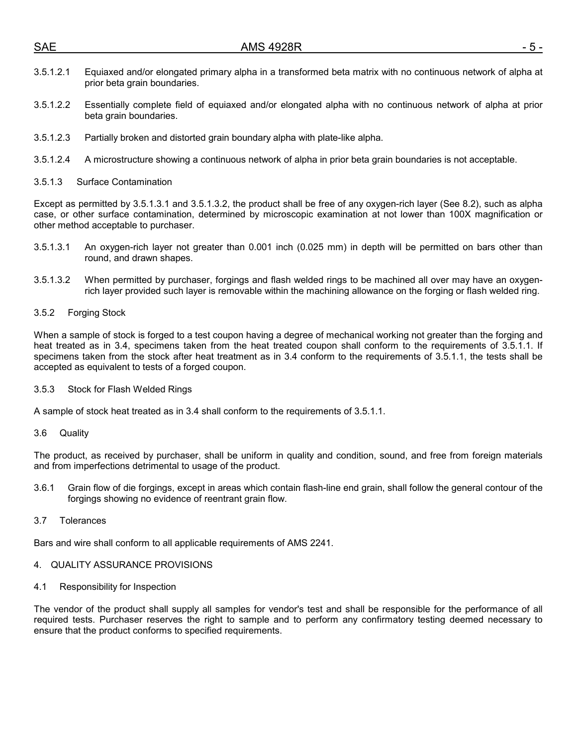3.5.1.2.1 Equiaxed and/or elongated primary alpha in a transformed beta matrix with no continuous network of alpha at prior beta grain boundaries.

3.5.1.2.2 Essentially complete field of equiaxed and/or elongated alpha with no continuous network of alpha at prior beta grain boundaries.

3.5.1.2.3 Partially broken and distorted grain boundary alpha with plate-like alpha.

3.5.1.2.4 A microstructure showing a continuous network of alpha in prior beta grain boundaries is not acceptable.

#### 3.5.1.3 Surface Contamination

Except as permitted by 3.5.1.3.1 and 3.5.1.3.2, the product shall be free of any oxygen-rich layer (See 8.2), such as alpha case, or other surface contamination, determined by microscopic examination at not lower than 100X magnification or other method acceptable to purchaser.

3.5.1.3.1 An oxygen-rich layer not greater than 0.001 inch (0.025 mm) in depth will be permitted on bars other than round, and drawn shapes.

3.5.1.3.2 When permitted by purchaser, forgings and flash welded rings to be machined all over may have an oxygen-rich layer provided such layer is removable within the machining allowance on the forging or flash welded ring.

### 3.5.2 Forging Stock

When a sample of stock is forged to a test coupon having a degree of mechanical working not greater than the forging and heat treated as in 3.4, specimens taken from the heat treated coupon shall conform to the requirements of 3.5.1.1. If specimens taken from the stock after heat treatment as in 3.4 conform to the requirements of 3.5.1.1, the tests shall be accepted as equivalent to tests of a forged coupon.

### 3.5.3 Stock for Flash Welded Rings

A sample of stock heat treated as in 3.4 shall conform to the requirements of 3.5.1.1.

## 3.6 Quality

The product, as received by purchaser, shall be uniform in quality and condition, sound, and free from foreign materials and from imperfections detrimental to usage of the product.

3.6.1 Grain flow of die forgings, except in areas which contain flash-line end grain, shall follow the general contour of the forgings showing no evidence of reentrant grain flow.

## 3.7 Tolerances

Bars and wire shall conform to all applicable requirements of AMS 2241.

# 4. QUALITY ASSURANCE PROVISIONS

## 4.1 Responsibility for Inspection

The vendor of the product shall supply all samples for vendor's test and shall be responsible for the performance of all required tests. Purchaser reserves the right to sample and to perform any confirmatory testing deemed necessary to ensure that the product conforms to specified requirements.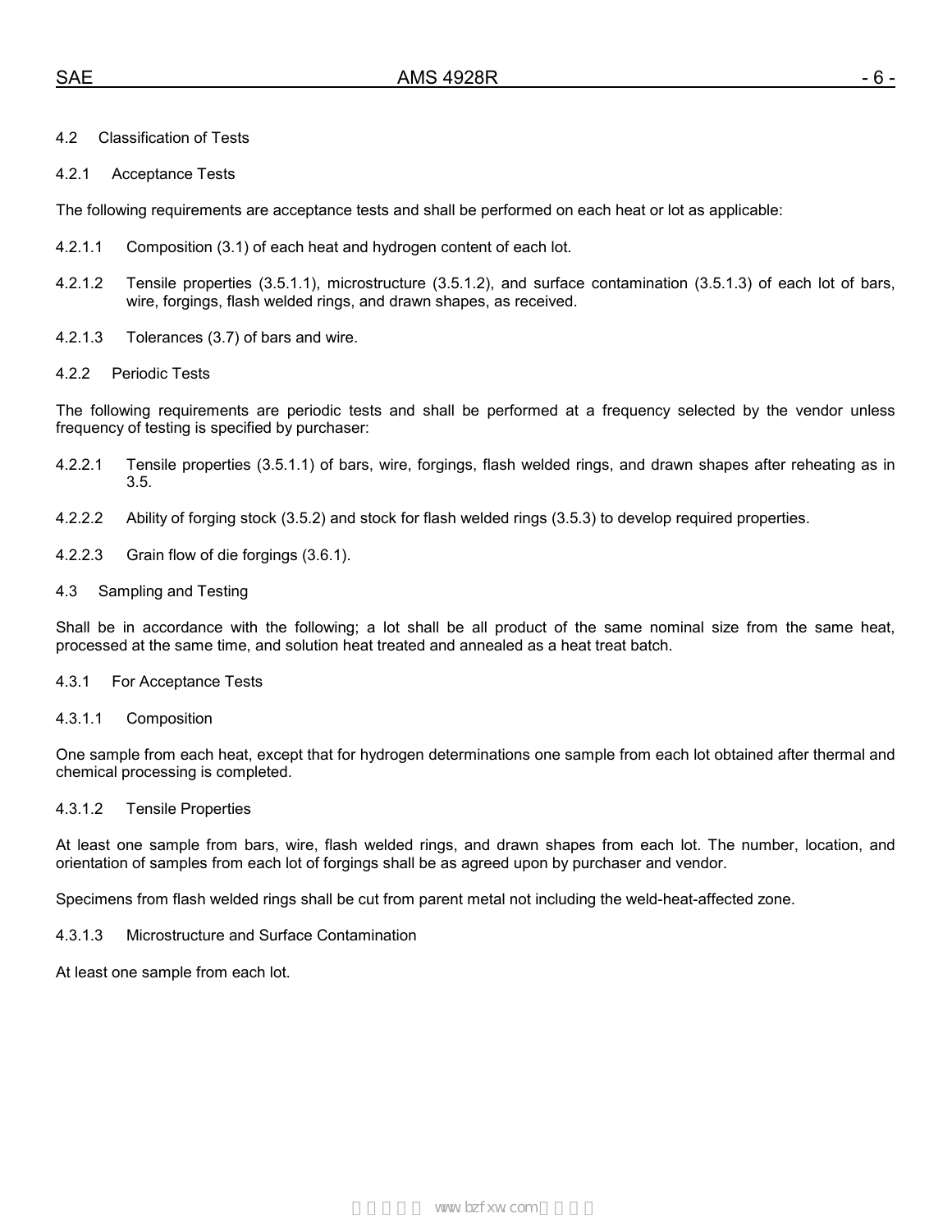## 4.2 Classification of Tests

### 4.2.1 Acceptance Tests

The following requirements are acceptance tests and shall be performed on each heat or lot as applicable:

4.2.1.1 Composition (3.1) of each heat and hydrogen content of each lot.

4.2.1.2 Tensile properties (3.5.1.1), microstructure (3.5.1.2), and surface contamination (3.5.1.3) of each lot of bars, wire, forgings, flash welded rings, and drawn shapes, as received.

4.2.1.3 Tolerances (3.7) of bars and wire.

### 4.2.2 Periodic Tests

The following requirements are periodic tests and shall be performed at a frequency selected by the vendor unless frequency of testing is specified by purchaser:

4.2.2.1 Tensile properties (3.5.1.1) of bars, wire, forgings, flash welded rings, and drawn shapes after reheating as in 3.5.

4.2.2.2 Ability of forging stock (3.5.2) and stock for flash welded rings (3.5.3) to develop required properties.

4.2.2.3 Grain flow of die forgings (3.6.1).

## 4.3 Sampling and Testing

Shall be in accordance with the following; a lot shall be all product of the same nominal size from the same heat, processed at the same time, and solution heat treated and annealed as a heat treat batch.

### 4.3.1 For Acceptance Tests

#### 4.3.1.1 Composition

One sample from each heat, except that for hydrogen determinations one sample from each lot obtained after thermal and chemical processing is completed.

#### 4.3.1.2 Tensile Properties

At least one sample from bars, wire, flash welded rings, and drawn shapes from each lot. The number, location, and orientation of samples from each lot of forgings shall be as agreed upon by purchaser and vendor.

Specimens from flash welded rings shall be cut from parent metal not including the weld-heat-affected zone.

#### 4.3.1.3 Microstructure and Surface Contamination

At least one sample from each lot.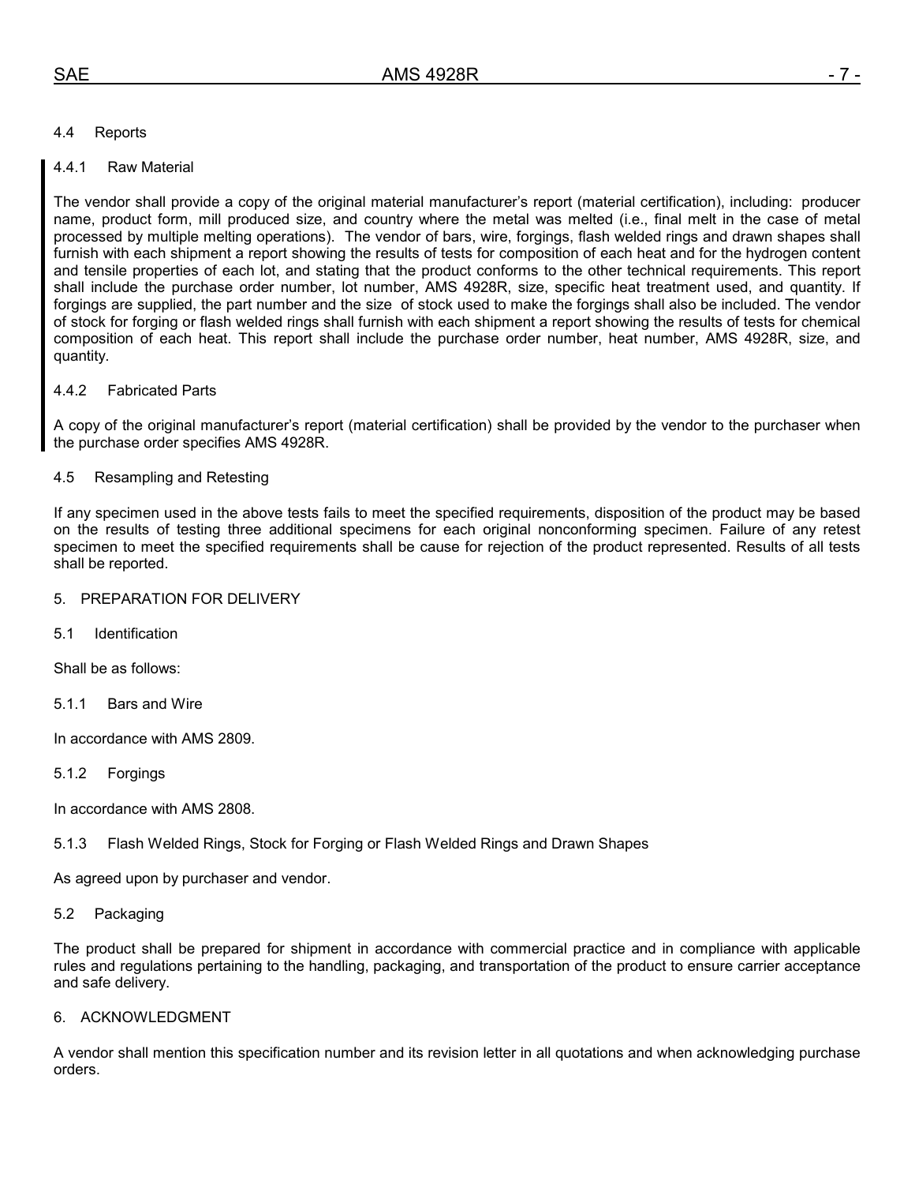## 4.4 Reports

### 4.4.1 Raw Material

The vendor shall provide a copy of the original material manufacturer's report (material certification), including: producer name, product form, mill produced size, and country where the metal was melted (i.e., final melt in the case of metal processed by multiple melting operations). The vendor of bars, wire, forgings, flash welded rings and drawn shapes shall furnish with each shipment a report showing the results of tests for composition of each heat and for the hydrogen content and tensile properties of each lot, and stating that the product conforms to the other technical requirements. This report shall include the purchase order number, lot number, AMS 4928R, size, specific heat treatment used, and quantity. If forgings are supplied, the part number and the size of stock used to make the forgings shall also be included. The vendor of stock for forging or flash welded rings shall furnish with each shipment a report showing the results of tests for chemical composition of each heat. This report shall include the purchase order number, heat number, AMS 4928R, size, and quantity.

### 4.4.2 Fabricated Parts

A copy of the original manufacturer's report (material certification) shall be provided by the vendor to the purchaser when the purchase order specifies AMS 4928R.

## 4.5 Resampling and Retesting

If any specimen used in the above tests fails to meet the specified requirements, disposition of the product may be based on the results of testing three additional specimens for each original nonconforming specimen. Failure of any retest specimen to meet the specified requirements shall be cause for rejection of the product represented. Results of all tests shall be reported.

# 5. PREPARATION FOR DELIVERY

## 5.1 Identification

Shall be as follows:

### 5.1.1 Bars and Wire

In accordance with AMS 2809.

### 5.1.2 Forgings

In accordance with AMS 2808.

### 5.1.3 Flash Welded Rings, Stock for Forging or Flash Welded Rings and Drawn Shapes

As agreed upon by purchaser and vendor.

## 5.2 Packaging

The product shall be prepared for shipment in accordance with commercial practice and in compliance with applicable rules and regulations pertaining to the handling, packaging, and transportation of the product to ensure carrier acceptance and safe delivery.

# 6. ACKNOWLEDGMENT

A vendor shall mention this specification number and its revision letter in all quotations and when acknowledging purchase orders.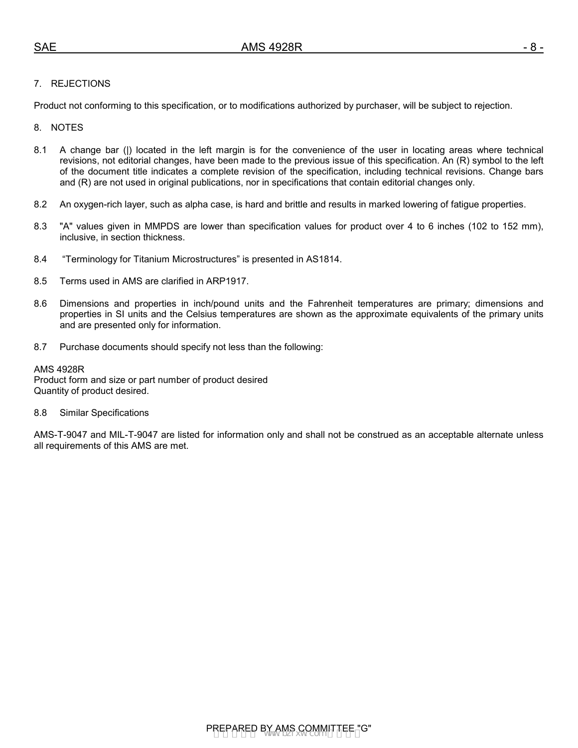## 7. REJECTIONS

Product not conforming to this specification, or to modifications authorized by purchaser, will be subject to rejection.

## 8. NOTES

8.1 A change bar (|) located in the left margin is for the convenience of the user in locating areas where technical revisions, not editorial changes, have been made to the previous issue of this specification. An (R) symbol to the left of the document title indicates a complete revision of the specification, including technical revisions. Change bars and (R) are not used in original publications, nor in specifications that contain editorial changes only.

8.2 An oxygen-rich layer, such as alpha case, is hard and brittle and results in marked lowering of fatigue properties.

8.3 "A" values given in MMPDS are lower than specification values for product over 4 to 6 inches (102 to 152 mm), inclusive, in section thickness.

8.4 "Terminology for Titanium Microstructures" is presented in AS1814.

8.5 Terms used in AMS are clarified in ARP1917.

8.6 Dimensions and properties in inch/pound units and the Fahrenheit temperatures are primary; dimensions and properties in SI units and the Celsius temperatures are shown as the approximate equivalents of the primary units and are presented only for information.

8.7 Purchase documents should specify not less than the following:

AMS 4928R
Product form and size or part number of product desired
Quantity of product desired.

8.8 Similar Specifications

AMS-T-9047 and MIL-T-9047 are listed for information only and shall not be construed as an acceptable alternate unless all requirements of this AMS are met.

PREPARED BY AMS COMMITTEE "G"